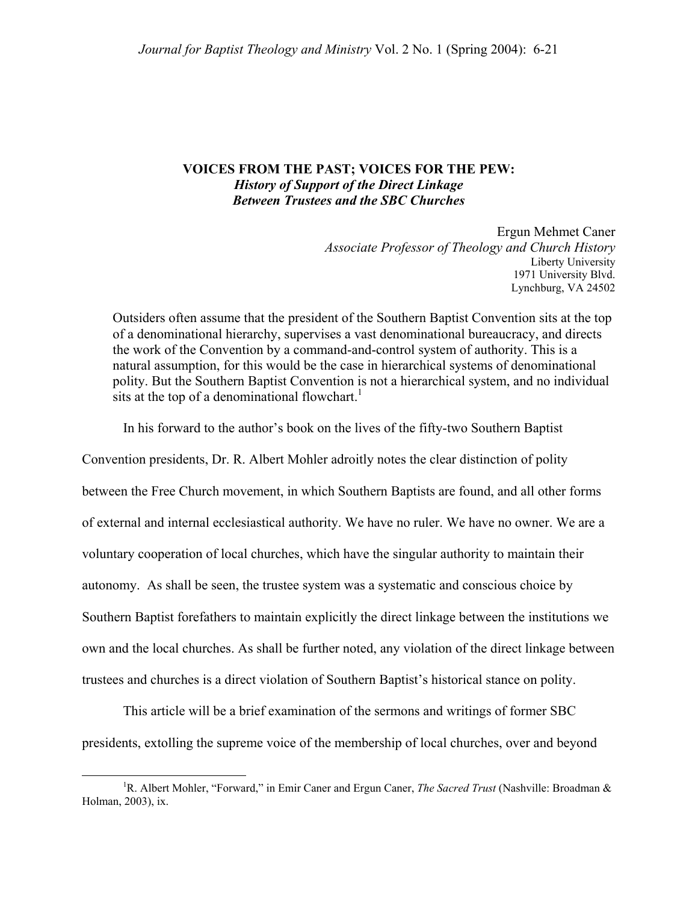# VOICES FROM THE PAST; VOICES FOR THE PEW:
## *History of Support of the Direct Linkage Between Trustees and the SBC Churches*

Ergun Mehmet Caner
*Associate Professor of Theology and Church History*
Liberty University
1971 University Blvd.
Lynchburg, VA 24502

> Outsiders often assume that the president of the Southern Baptist Convention sits at the top of a denominational hierarchy, supervises a vast denominational bureaucracy, and directs the work of the Convention by a command-and-control system of authority. This is a natural assumption, for this would be the case in hierarchical systems of denominational polity. But the Southern Baptist Convention is not a hierarchical system, and no individual sits at the top of a denominational flowchart.[1]

In his forward to the author's book on the lives of the fifty-two Southern Baptist Convention presidents, Dr. R. Albert Mohler adroitly notes the clear distinction of polity between the Free Church movement, in which Southern Baptists are found, and all other forms of external and internal ecclesiastical authority. We have no ruler. We have no owner. We are a voluntary cooperation of local churches, which have the singular authority to maintain their autonomy. As shall be seen, the trustee system was a systematic and conscious choice by Southern Baptist forefathers to maintain explicitly the direct linkage between the institutions we own and the local churches. As shall be further noted, any violation of the direct linkage between trustees and churches is a direct violation of Southern Baptist's historical stance on polity.

This article will be a brief examination of the sermons and writings of former SBC presidents, extolling the supreme voice of the membership of local churches, over and beyond

[1] R. Albert Mohler, "Forward," in Emir Caner and Ergun Caner, *The Sacred Trust* (Nashville: Broadman & Holman, 2003), ix.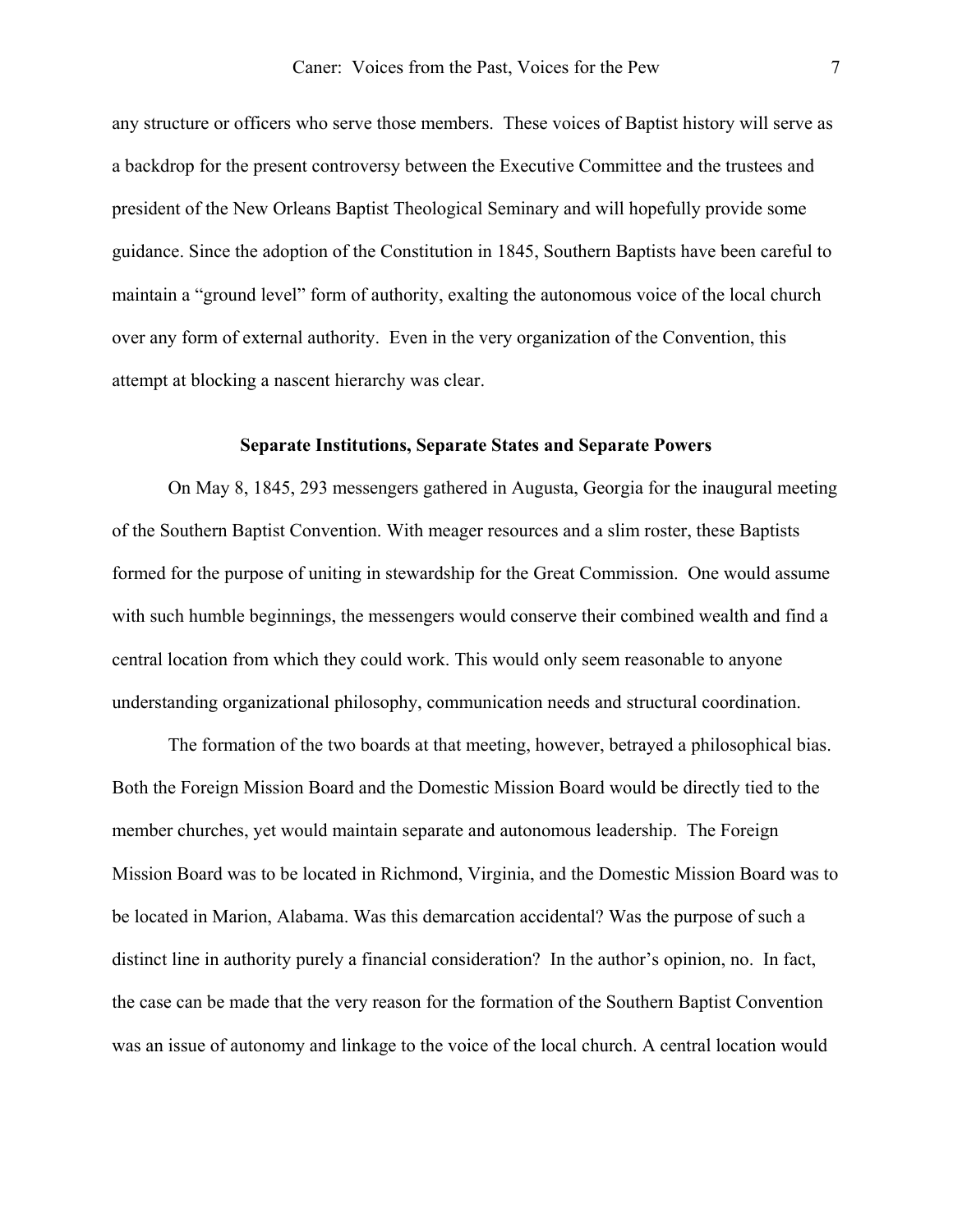any structure or officers who serve those members. These voices of Baptist history will serve as a backdrop for the present controversy between the Executive Committee and the trustees and president of the New Orleans Baptist Theological Seminary and will hopefully provide some guidance. Since the adoption of the Constitution in 1845, Southern Baptists have been careful to maintain a "ground level" form of authority, exalting the autonomous voice of the local church over any form of external authority. Even in the very organization of the Convention, this attempt at blocking a nascent hierarchy was clear.

## Separate Institutions, Separate States and Separate Powers

On May 8, 1845, 293 messengers gathered in Augusta, Georgia for the inaugural meeting of the Southern Baptist Convention. With meager resources and a slim roster, these Baptists formed for the purpose of uniting in stewardship for the Great Commission. One would assume with such humble beginnings, the messengers would conserve their combined wealth and find a central location from which they could work. This would only seem reasonable to anyone understanding organizational philosophy, communication needs and structural coordination.

The formation of the two boards at that meeting, however, betrayed a philosophical bias. Both the Foreign Mission Board and the Domestic Mission Board would be directly tied to the member churches, yet would maintain separate and autonomous leadership. The Foreign Mission Board was to be located in Richmond, Virginia, and the Domestic Mission Board was to be located in Marion, Alabama. Was this demarcation accidental? Was the purpose of such a distinct line in authority purely a financial consideration? In the author's opinion, no. In fact, the case can be made that the very reason for the formation of the Southern Baptist Convention was an issue of autonomy and linkage to the voice of the local church. A central location would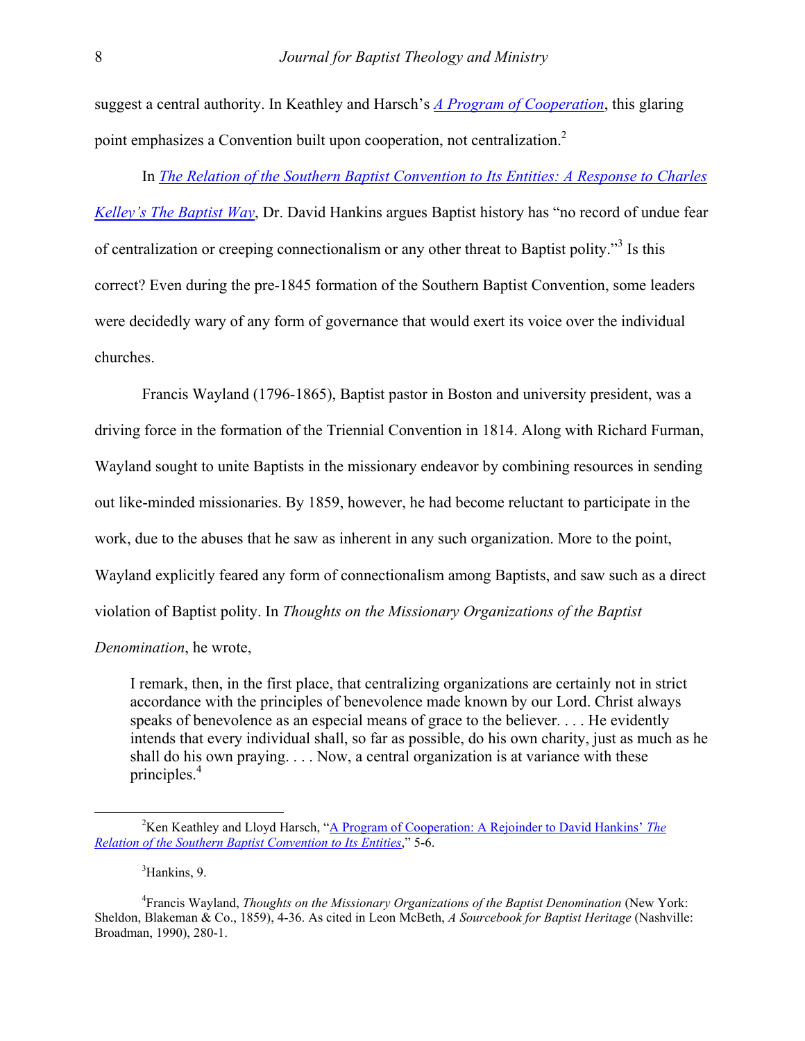suggest a central authority. In Keathley and Harsch's *A Program of Cooperation*, this glaring point emphasizes a Convention built upon cooperation, not centralization.[2]

In *The Relation of the Southern Baptist Convention to Its Entities: A Response to Charles Kelley's The Baptist Way*, Dr. David Hankins argues Baptist history has "no record of undue fear of centralization or creeping connectionalism or any other threat to Baptist polity."[3] Is this correct? Even during the pre-1845 formation of the Southern Baptist Convention, some leaders were decidedly wary of any form of governance that would exert its voice over the individual churches.

Francis Wayland (1796-1865), Baptist pastor in Boston and university president, was a driving force in the formation of the Triennial Convention in 1814. Along with Richard Furman, Wayland sought to unite Baptists in the missionary endeavor by combining resources in sending out like-minded missionaries. By 1859, however, he had become reluctant to participate in the work, due to the abuses that he saw as inherent in any such organization. More to the point, Wayland explicitly feared any form of connectionalism among Baptists, and saw such as a direct violation of Baptist polity. In *Thoughts on the Missionary Organizations of the Baptist Denomination*, he wrote,

> I remark, then, in the first place, that centralizing organizations are certainly not in strict accordance with the principles of benevolence made known by our Lord. Christ always speaks of benevolence as an especial means of grace to the believer. . . . He evidently intends that every individual shall, so far as possible, do his own charity, just as much as he shall do his own praying. . . . Now, a central organization is at variance with these principles.[4]

---

[2]Ken Keathley and Lloyd Harsch, "A Program of Cooperation: A Rejoinder to David Hankins' *The Relation of the Southern Baptist Convention to Its Entities*," 5-6.

[3]Hankins, 9.

[4]Francis Wayland, *Thoughts on the Missionary Organizations of the Baptist Denomination* (New York: Sheldon, Blakeman & Co., 1859), 4-36. As cited in Leon McBeth, *A Sourcebook for Baptist Heritage* (Nashville: Broadman, 1990), 280-1.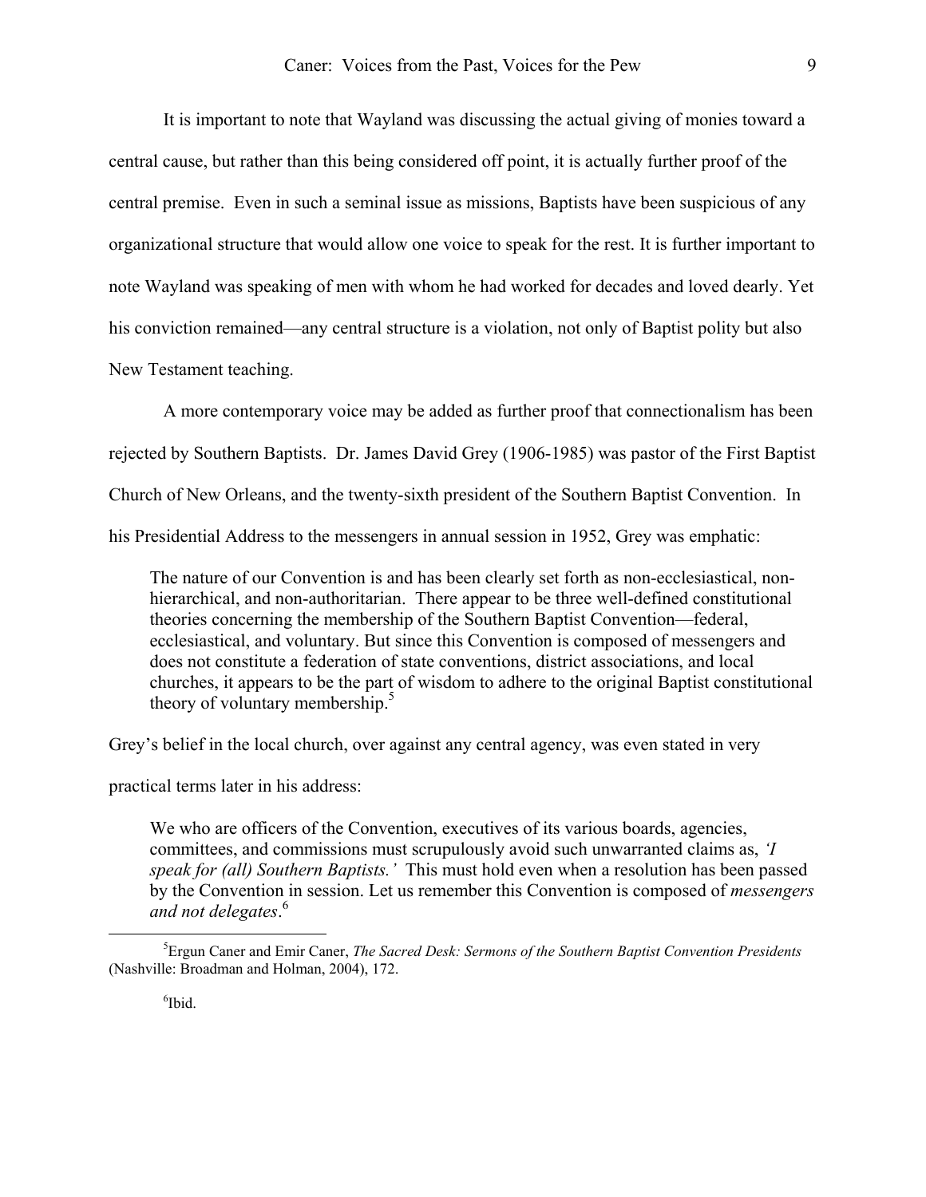It is important to note that Wayland was discussing the actual giving of monies toward a central cause, but rather than this being considered off point, it is actually further proof of the central premise. Even in such a seminal issue as missions, Baptists have been suspicious of any organizational structure that would allow one voice to speak for the rest. It is further important to note Wayland was speaking of men with whom he had worked for decades and loved dearly. Yet his conviction remained—any central structure is a violation, not only of Baptist polity but also New Testament teaching.

A more contemporary voice may be added as further proof that connectionalism has been rejected by Southern Baptists. Dr. James David Grey (1906-1985) was pastor of the First Baptist Church of New Orleans, and the twenty-sixth president of the Southern Baptist Convention. In his Presidential Address to the messengers in annual session in 1952, Grey was emphatic:

> The nature of our Convention is and has been clearly set forth as non-ecclesiastical, non-hierarchical, and non-authoritarian. There appear to be three well-defined constitutional theories concerning the membership of the Southern Baptist Convention—federal, ecclesiastical, and voluntary. But since this Convention is composed of messengers and does not constitute a federation of state conventions, district associations, and local churches, it appears to be the part of wisdom to adhere to the original Baptist constitutional theory of voluntary membership.[5]

Grey's belief in the local church, over against any central agency, was even stated in very practical terms later in his address:

> We who are officers of the Convention, executives of its various boards, agencies, committees, and commissions must scrupulously avoid such unwarranted claims as, *'I speak for (all) Southern Baptists.'* This must hold even when a resolution has been passed by the Convention in session. Let us remember this Convention is composed of *messengers and not delegates*.[6]

---

[5] Ergun Caner and Emir Caner, *The Sacred Desk: Sermons of the Southern Baptist Convention Presidents* (Nashville: Broadman and Holman, 2004), 172.

[6] Ibid.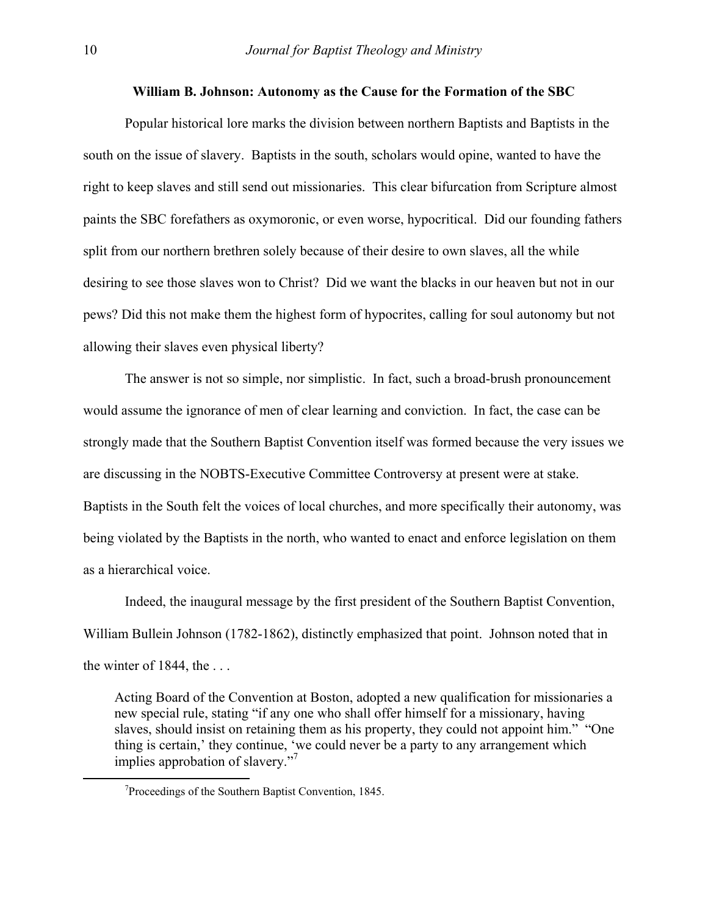### William B. Johnson: Autonomy as the Cause for the Formation of the SBC

Popular historical lore marks the division between northern Baptists and Baptists in the south on the issue of slavery. Baptists in the south, scholars would opine, wanted to have the right to keep slaves and still send out missionaries. This clear bifurcation from Scripture almost paints the SBC forefathers as oxymoronic, or even worse, hypocritical. Did our founding fathers split from our northern brethren solely because of their desire to own slaves, all the while desiring to see those slaves won to Christ? Did we want the blacks in our heaven but not in our pews? Did this not make them the highest form of hypocrites, calling for soul autonomy but not allowing their slaves even physical liberty?

The answer is not so simple, nor simplistic. In fact, such a broad-brush pronouncement would assume the ignorance of men of clear learning and conviction. In fact, the case can be strongly made that the Southern Baptist Convention itself was formed because the very issues we are discussing in the NOBTS-Executive Committee Controversy at present were at stake. Baptists in the South felt the voices of local churches, and more specifically their autonomy, was being violated by the Baptists in the north, who wanted to enact and enforce legislation on them as a hierarchical voice.

Indeed, the inaugural message by the first president of the Southern Baptist Convention, William Bullein Johnson (1782-1862), distinctly emphasized that point. Johnson noted that in the winter of 1844, the . . .

> Acting Board of the Convention at Boston, adopted a new qualification for missionaries a new special rule, stating "if any one who shall offer himself for a missionary, having slaves, should insist on retaining them as his property, they could not appoint him." "One thing is certain,' they continue, 'we could never be a party to any arrangement which implies approbation of slavery."[7]

---

[7]Proceedings of the Southern Baptist Convention, 1845.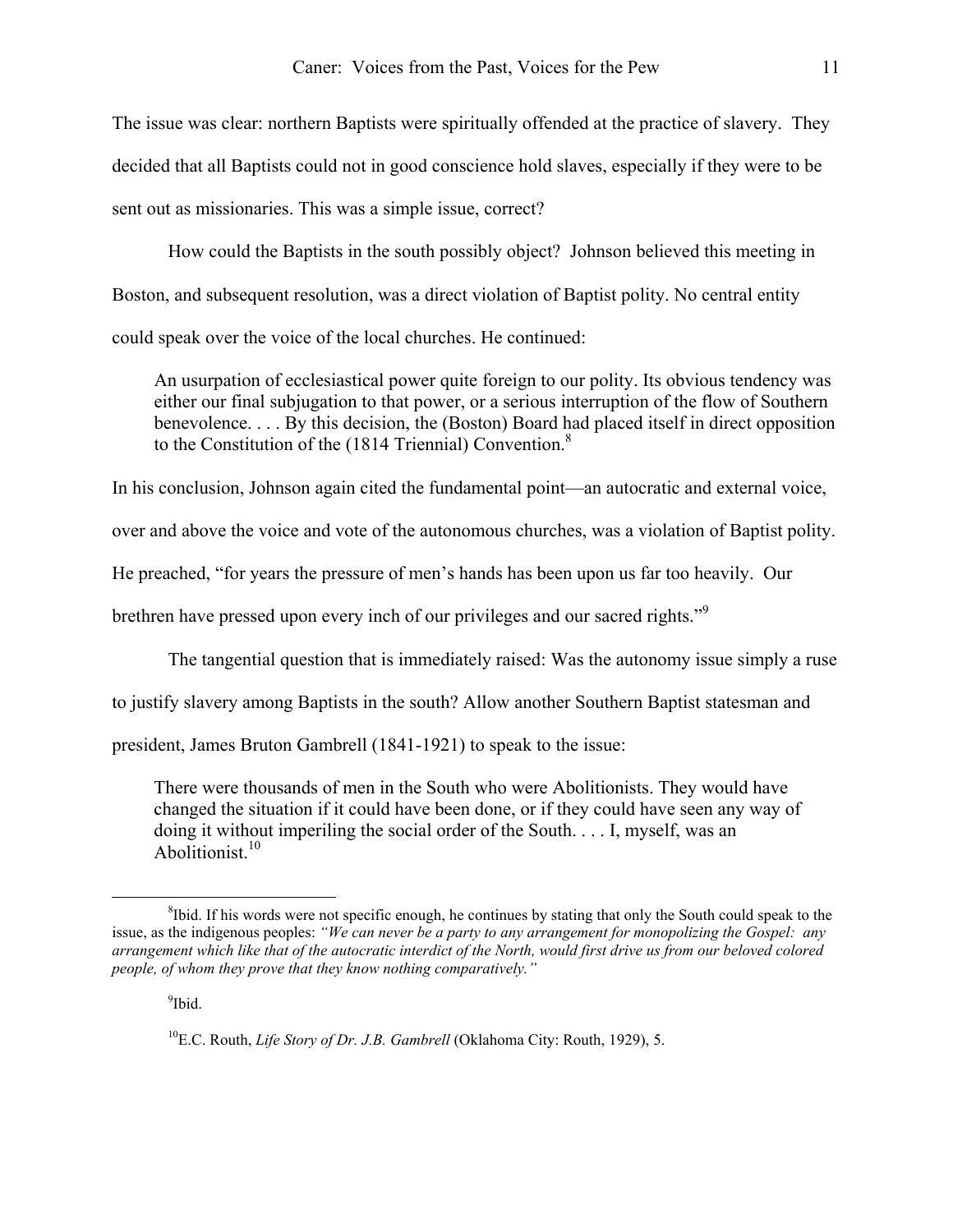The issue was clear: northern Baptists were spiritually offended at the practice of slavery. They decided that all Baptists could not in good conscience hold slaves, especially if they were to be sent out as missionaries. This was a simple issue, correct?

How could the Baptists in the south possibly object? Johnson believed this meeting in Boston, and subsequent resolution, was a direct violation of Baptist polity. No central entity could speak over the voice of the local churches. He continued:

> An usurpation of ecclesiastical power quite foreign to our polity. Its obvious tendency was either our final subjugation to that power, or a serious interruption of the flow of Southern benevolence. . . . By this decision, the (Boston) Board had placed itself in direct opposition to the Constitution of the (1814 Triennial) Convention.[8]

In his conclusion, Johnson again cited the fundamental point—an autocratic and external voice, over and above the voice and vote of the autonomous churches, was a violation of Baptist polity. He preached, "for years the pressure of men's hands has been upon us far too heavily. Our brethren have pressed upon every inch of our privileges and our sacred rights."[9]

The tangential question that is immediately raised: Was the autonomy issue simply a ruse to justify slavery among Baptists in the south? Allow another Southern Baptist statesman and president, James Bruton Gambrell (1841-1921) to speak to the issue:

> There were thousands of men in the South who were Abolitionists. They would have changed the situation if it could have been done, or if they could have seen any way of doing it without imperiling the social order of the South. . . . I, myself, was an Abolitionist.[10]

---

[8]Ibid. If his words were not specific enough, he continues by stating that only the South could speak to the issue, as the indigenous peoples: *"We can never be a party to any arrangement for monopolizing the Gospel: any arrangement which like that of the autocratic interdict of the North, would first drive us from our beloved colored people, of whom they prove that they know nothing comparatively."*

[9]Ibid.

[10]E.C. Routh, *Life Story of Dr. J.B. Gambrell* (Oklahoma City: Routh, 1929), 5.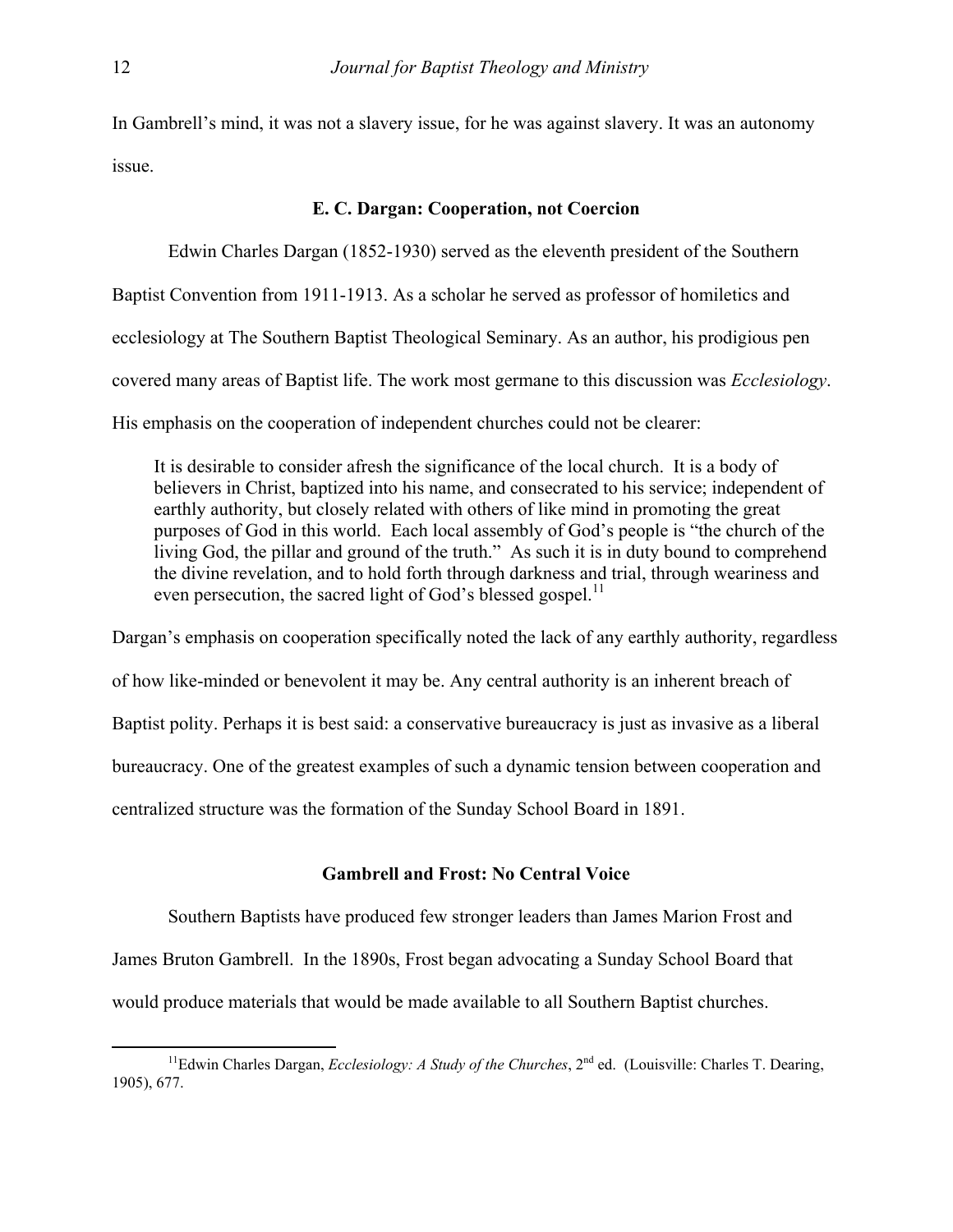In Gambrell's mind, it was not a slavery issue, for he was against slavery. It was an autonomy issue.

### E. C. Dargan: Cooperation, not Coercion

Edwin Charles Dargan (1852-1930) served as the eleventh president of the Southern Baptist Convention from 1911-1913. As a scholar he served as professor of homiletics and ecclesiology at The Southern Baptist Theological Seminary. As an author, his prodigious pen covered many areas of Baptist life. The work most germane to this discussion was *Ecclesiology*. His emphasis on the cooperation of independent churches could not be clearer:

> It is desirable to consider afresh the significance of the local church. It is a body of believers in Christ, baptized into his name, and consecrated to his service; independent of earthly authority, but closely related with others of like mind in promoting the great purposes of God in this world. Each local assembly of God's people is "the church of the living God, the pillar and ground of the truth." As such it is in duty bound to comprehend the divine revelation, and to hold forth through darkness and trial, through weariness and even persecution, the sacred light of God's blessed gospel.[11]

Dargan's emphasis on cooperation specifically noted the lack of any earthly authority, regardless of how like-minded or benevolent it may be. Any central authority is an inherent breach of Baptist polity. Perhaps it is best said: a conservative bureaucracy is just as invasive as a liberal bureaucracy. One of the greatest examples of such a dynamic tension between cooperation and centralized structure was the formation of the Sunday School Board in 1891.

### Gambrell and Frost: No Central Voice

Southern Baptists have produced few stronger leaders than James Marion Frost and James Bruton Gambrell. In the 1890s, Frost began advocating a Sunday School Board that would produce materials that would be made available to all Southern Baptist churches.

---

[11] Edwin Charles Dargan, *Ecclesiology: A Study of the Churches*, 2nd ed. (Louisville: Charles T. Dearing, 1905), 677.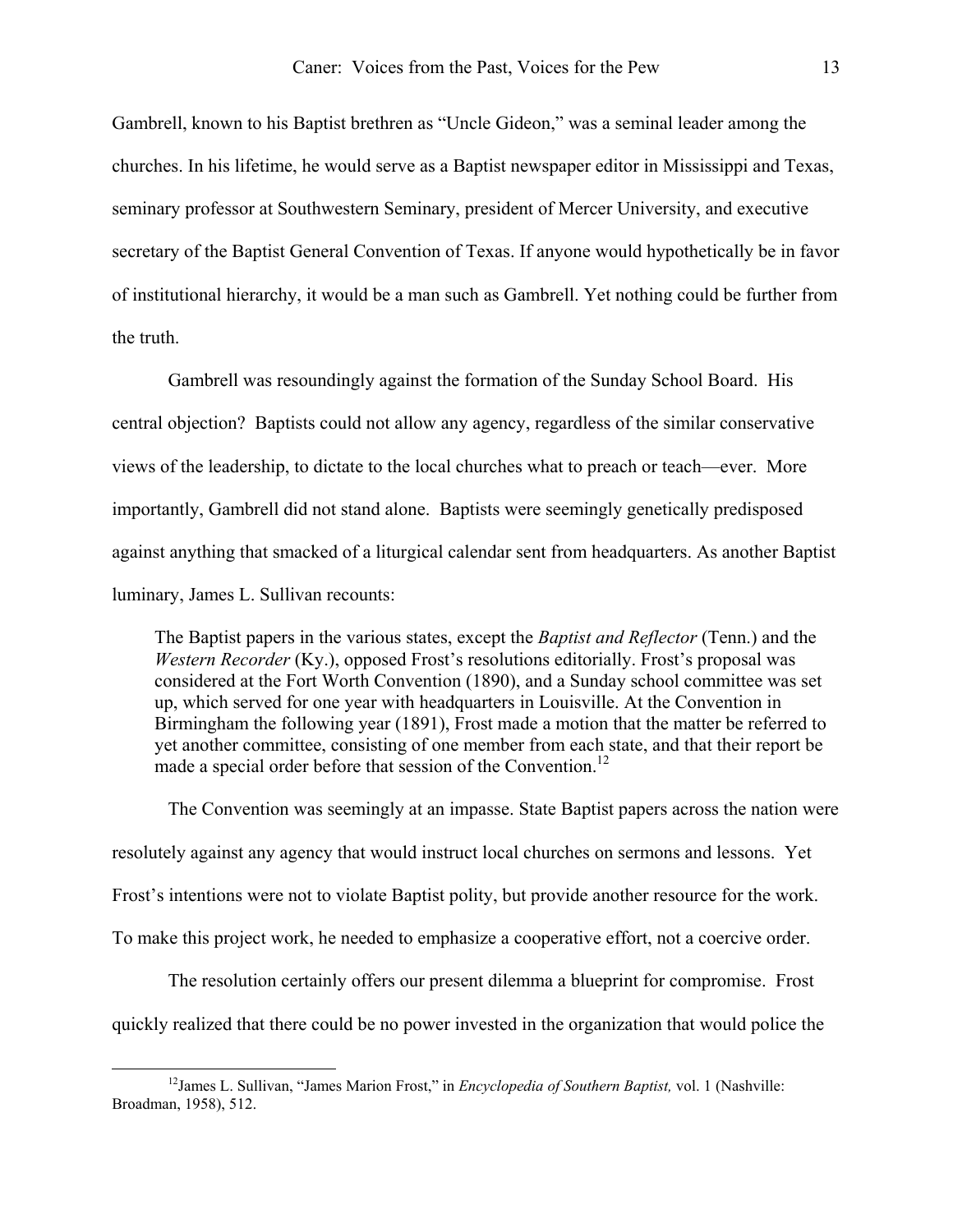Gambrell, known to his Baptist brethren as "Uncle Gideon," was a seminal leader among the churches. In his lifetime, he would serve as a Baptist newspaper editor in Mississippi and Texas, seminary professor at Southwestern Seminary, president of Mercer University, and executive secretary of the Baptist General Convention of Texas. If anyone would hypothetically be in favor of institutional hierarchy, it would be a man such as Gambrell. Yet nothing could be further from the truth.

Gambrell was resoundingly against the formation of the Sunday School Board. His central objection? Baptists could not allow any agency, regardless of the similar conservative views of the leadership, to dictate to the local churches what to preach or teach—ever. More importantly, Gambrell did not stand alone. Baptists were seemingly genetically predisposed against anything that smacked of a liturgical calendar sent from headquarters. As another Baptist luminary, James L. Sullivan recounts:

> The Baptist papers in the various states, except the *Baptist and Reflector* (Tenn.) and the *Western Recorder* (Ky.), opposed Frost's resolutions editorially. Frost's proposal was considered at the Fort Worth Convention (1890), and a Sunday school committee was set up, which served for one year with headquarters in Louisville. At the Convention in Birmingham the following year (1891), Frost made a motion that the matter be referred to yet another committee, consisting of one member from each state, and that their report be made a special order before that session of the Convention.[12]

The Convention was seemingly at an impasse. State Baptist papers across the nation were resolutely against any agency that would instruct local churches on sermons and lessons. Yet Frost's intentions were not to violate Baptist polity, but provide another resource for the work. To make this project work, he needed to emphasize a cooperative effort, not a coercive order.

The resolution certainly offers our present dilemma a blueprint for compromise. Frost quickly realized that there could be no power invested in the organization that would police the

[12] James L. Sullivan, "James Marion Frost," in *Encyclopedia of Southern Baptist,* vol. 1 (Nashville: Broadman, 1958), 512.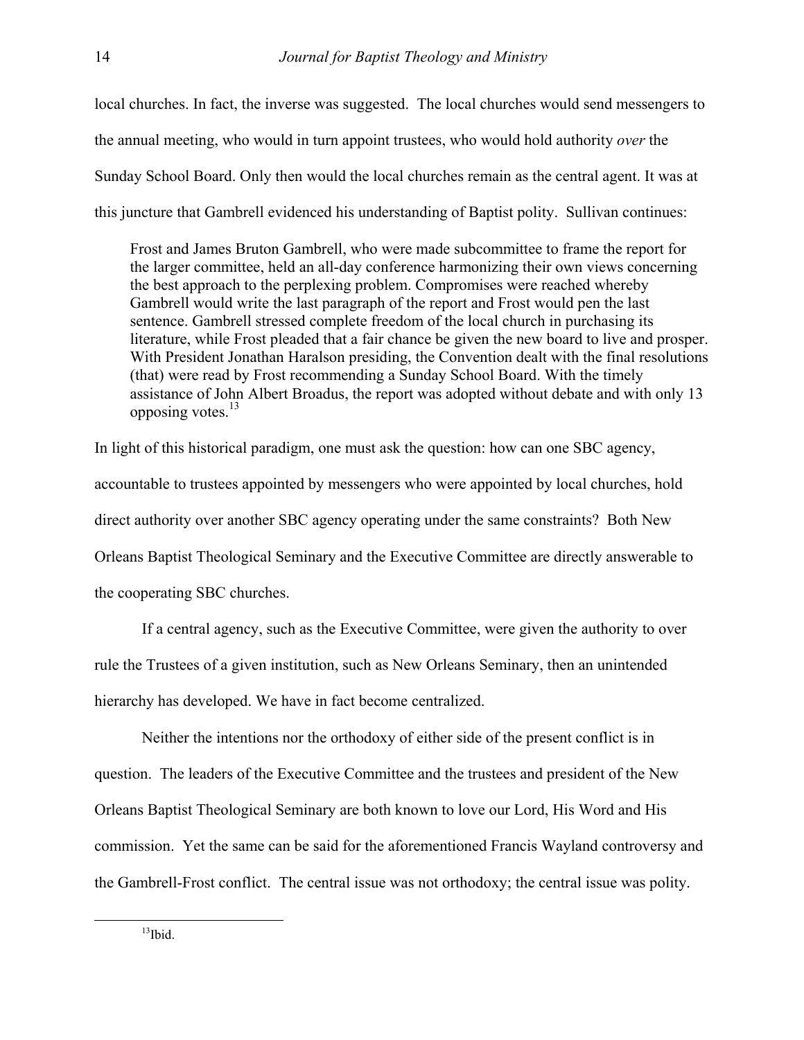local churches. In fact, the inverse was suggested. The local churches would send messengers to the annual meeting, who would in turn appoint trustees, who would hold authority *over* the Sunday School Board. Only then would the local churches remain as the central agent. It was at this juncture that Gambrell evidenced his understanding of Baptist polity. Sullivan continues:

> Frost and James Bruton Gambrell, who were made subcommittee to frame the report for the larger committee, held an all-day conference harmonizing their own views concerning the best approach to the perplexing problem. Compromises were reached whereby Gambrell would write the last paragraph of the report and Frost would pen the last sentence. Gambrell stressed complete freedom of the local church in purchasing its literature, while Frost pleaded that a fair chance be given the new board to live and prosper. With President Jonathan Haralson presiding, the Convention dealt with the final resolutions (that) were read by Frost recommending a Sunday School Board. With the timely assistance of John Albert Broadus, the report was adopted without debate and with only 13 opposing votes.[13]

In light of this historical paradigm, one must ask the question: how can one SBC agency, accountable to trustees appointed by messengers who were appointed by local churches, hold direct authority over another SBC agency operating under the same constraints? Both New Orleans Baptist Theological Seminary and the Executive Committee are directly answerable to the cooperating SBC churches.

If a central agency, such as the Executive Committee, were given the authority to over rule the Trustees of a given institution, such as New Orleans Seminary, then an unintended hierarchy has developed. We have in fact become centralized.

Neither the intentions nor the orthodoxy of either side of the present conflict is in question. The leaders of the Executive Committee and the trustees and president of the New Orleans Baptist Theological Seminary are both known to love our Lord, His Word and His commission. Yet the same can be said for the aforementioned Francis Wayland controversy and the Gambrell-Frost conflict. The central issue was not orthodoxy; the central issue was polity.

---

[13]Ibid.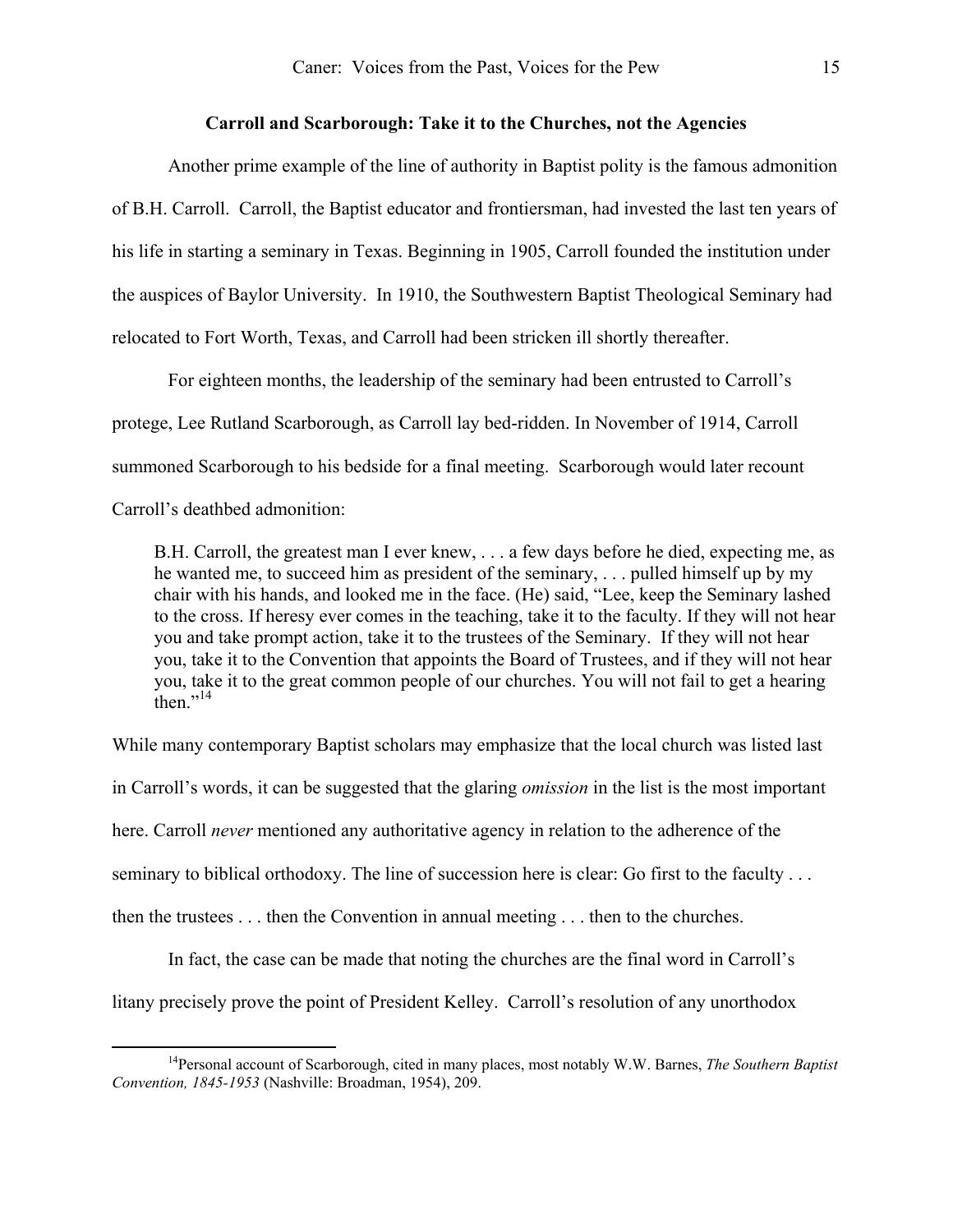### Carroll and Scarborough: Take it to the Churches, not the Agencies

Another prime example of the line of authority in Baptist polity is the famous admonition of B.H. Carroll. Carroll, the Baptist educator and frontiersman, had invested the last ten years of his life in starting a seminary in Texas. Beginning in 1905, Carroll founded the institution under the auspices of Baylor University. In 1910, the Southwestern Baptist Theological Seminary had relocated to Fort Worth, Texas, and Carroll had been stricken ill shortly thereafter.

For eighteen months, the leadership of the seminary had been entrusted to Carroll's protege, Lee Rutland Scarborough, as Carroll lay bed-ridden. In November of 1914, Carroll summoned Scarborough to his bedside for a final meeting. Scarborough would later recount Carroll's deathbed admonition:

> B.H. Carroll, the greatest man I ever knew, . . . a few days before he died, expecting me, as he wanted me, to succeed him as president of the seminary, . . . pulled himself up by my chair with his hands, and looked me in the face. (He) said, "Lee, keep the Seminary lashed to the cross. If heresy ever comes in the teaching, take it to the faculty. If they will not hear you and take prompt action, take it to the trustees of the Seminary. If they will not hear you, take it to the Convention that appoints the Board of Trustees, and if they will not hear you, take it to the great common people of our churches. You will not fail to get a hearing then."[14]

While many contemporary Baptist scholars may emphasize that the local church was listed last in Carroll's words, it can be suggested that the glaring *omission* in the list is the most important here. Carroll *never* mentioned any authoritative agency in relation to the adherence of the seminary to biblical orthodoxy. The line of succession here is clear: Go first to the faculty . . . then the trustees . . . then the Convention in annual meeting . . . then to the churches.

In fact, the case can be made that noting the churches are the final word in Carroll's litany precisely prove the point of President Kelley. Carroll's resolution of any unorthodox

[14] Personal account of Scarborough, cited in many places, most notably W.W. Barnes, *The Southern Baptist Convention, 1845-1953* (Nashville: Broadman, 1954), 209.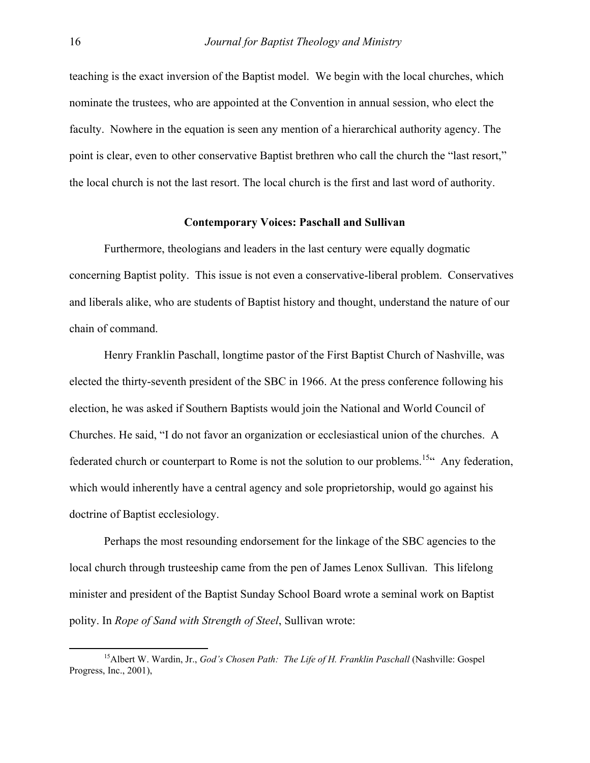teaching is the exact inversion of the Baptist model. We begin with the local churches, which nominate the trustees, who are appointed at the Convention in annual session, who elect the faculty. Nowhere in the equation is seen any mention of a hierarchical authority agency. The point is clear, even to other conservative Baptist brethren who call the church the "last resort," the local church is not the last resort. The local church is the first and last word of authority.

### Contemporary Voices: Paschall and Sullivan

Furthermore, theologians and leaders in the last century were equally dogmatic concerning Baptist polity. This issue is not even a conservative-liberal problem. Conservatives and liberals alike, who are students of Baptist history and thought, understand the nature of our chain of command.

Henry Franklin Paschall, longtime pastor of the First Baptist Church of Nashville, was elected the thirty-seventh president of the SBC in 1966. At the press conference following his election, he was asked if Southern Baptists would join the National and World Council of Churches. He said, "I do not favor an organization or ecclesiastical union of the churches. A federated church or counterpart to Rome is not the solution to our problems.[15]" Any federation, which would inherently have a central agency and sole proprietorship, would go against his doctrine of Baptist ecclesiology.

Perhaps the most resounding endorsement for the linkage of the SBC agencies to the local church through trusteeship came from the pen of James Lenox Sullivan. This lifelong minister and president of the Baptist Sunday School Board wrote a seminal work on Baptist polity. In *Rope of Sand with Strength of Steel*, Sullivan wrote:

---

[15] Albert W. Wardin, Jr., *God's Chosen Path: The Life of H. Franklin Paschall* (Nashville: Gospel Progress, Inc., 2001),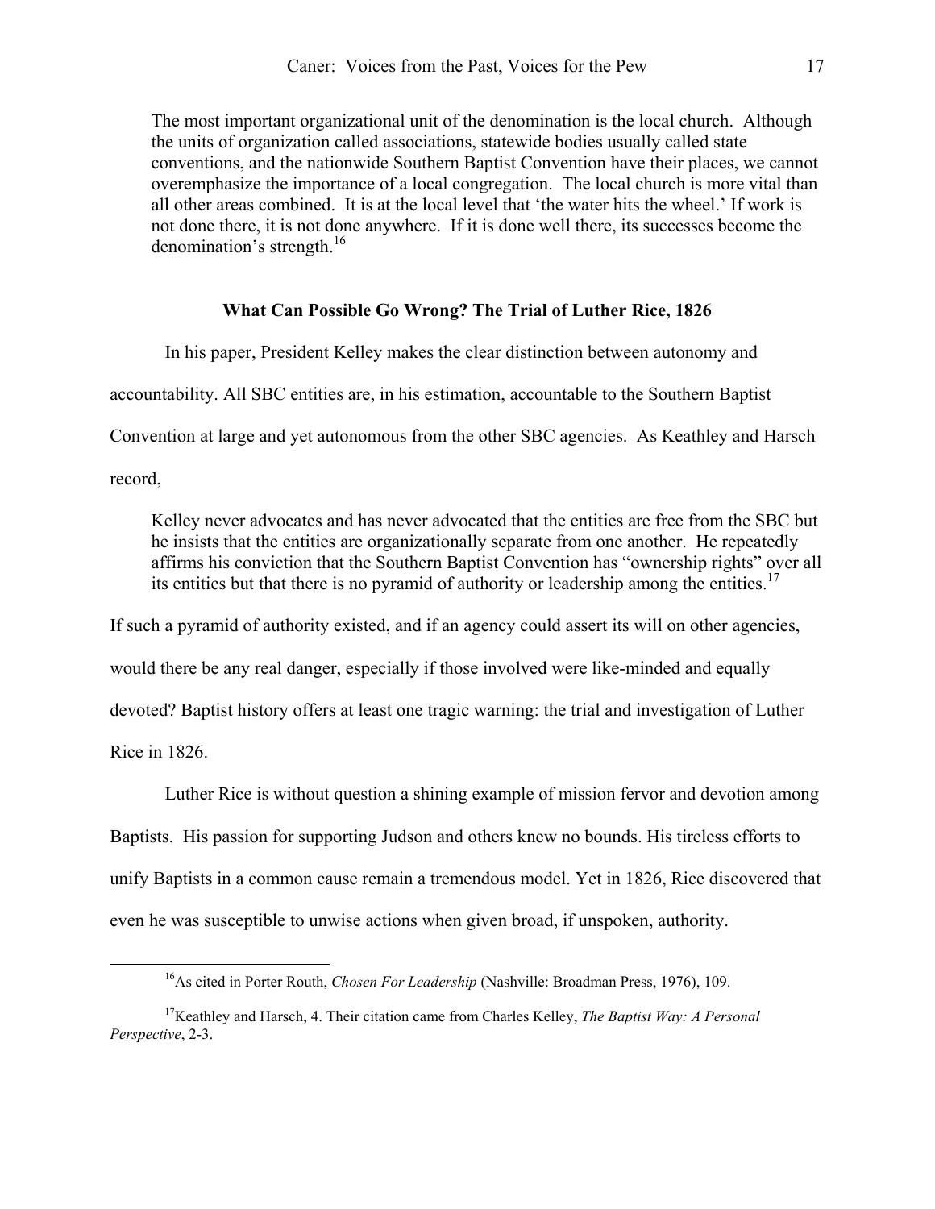> The most important organizational unit of the denomination is the local church. Although the units of organization called associations, statewide bodies usually called state conventions, and the nationwide Southern Baptist Convention have their places, we cannot overemphasize the importance of a local congregation. The local church is more vital than all other areas combined. It is at the local level that 'the water hits the wheel.' If work is not done there, it is not done anywhere. If it is done well there, its successes become the denomination's strength.[16]

### What Can Possible Go Wrong? The Trial of Luther Rice, 1826

In his paper, President Kelley makes the clear distinction between autonomy and accountability. All SBC entities are, in his estimation, accountable to the Southern Baptist Convention at large and yet autonomous from the other SBC agencies. As Keathley and Harsch record,

> Kelley never advocates and has never advocated that the entities are free from the SBC but he insists that the entities are organizationally separate from one another. He repeatedly affirms his conviction that the Southern Baptist Convention has "ownership rights" over all its entities but that there is no pyramid of authority or leadership among the entities.[17]

If such a pyramid of authority existed, and if an agency could assert its will on other agencies, would there be any real danger, especially if those involved were like-minded and equally devoted? Baptist history offers at least one tragic warning: the trial and investigation of Luther Rice in 1826.

Luther Rice is without question a shining example of mission fervor and devotion among Baptists. His passion for supporting Judson and others knew no bounds. His tireless efforts to unify Baptists in a common cause remain a tremendous model. Yet in 1826, Rice discovered that even he was susceptible to unwise actions when given broad, if unspoken, authority.

---

[16]As cited in Porter Routh, *Chosen For Leadership* (Nashville: Broadman Press, 1976), 109.

[17]Keathley and Harsch, 4. Their citation came from Charles Kelley, *The Baptist Way: A Personal Perspective*, 2-3.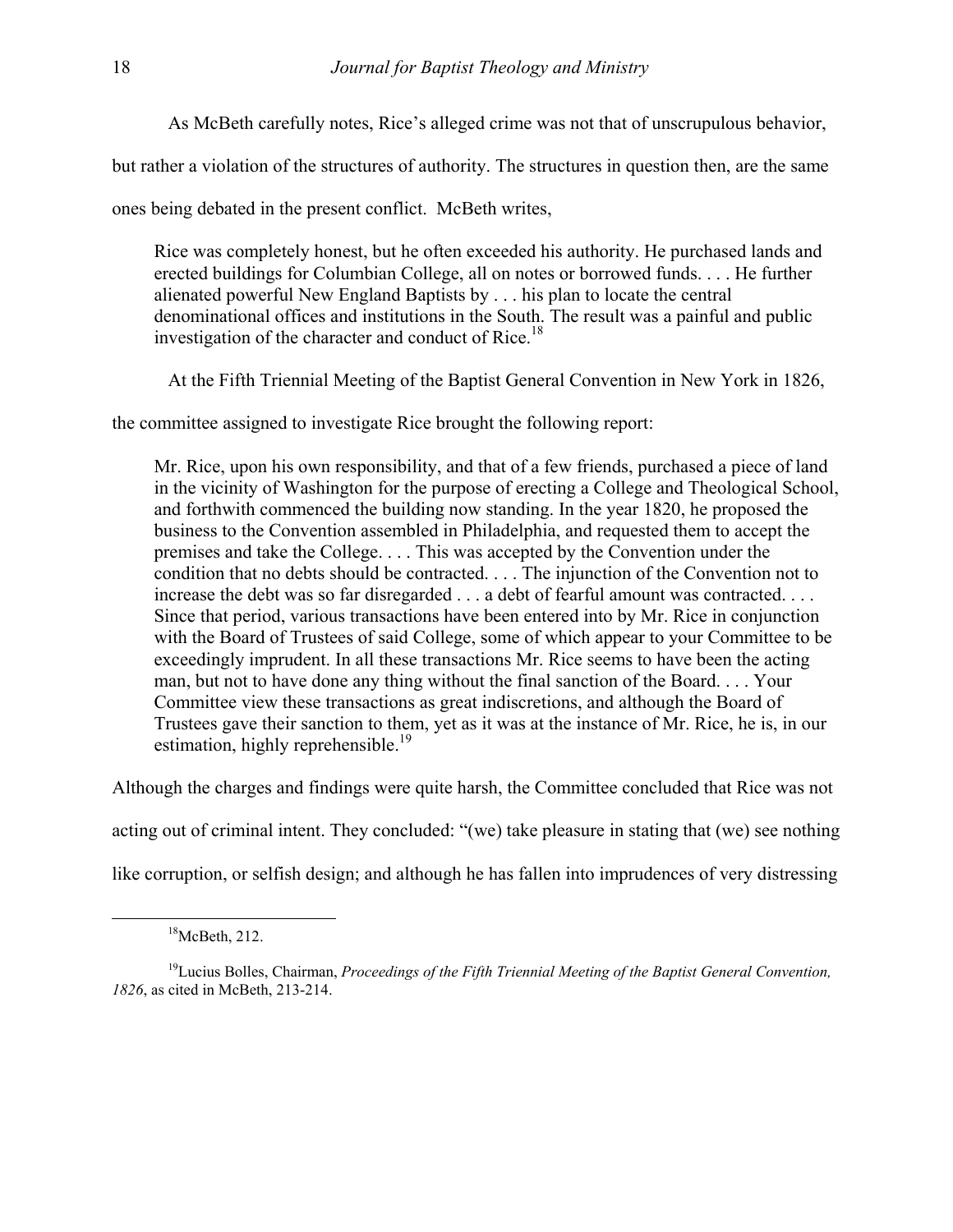As McBeth carefully notes, Rice's alleged crime was not that of unscrupulous behavior, but rather a violation of the structures of authority. The structures in question then, are the same ones being debated in the present conflict. McBeth writes,

> Rice was completely honest, but he often exceeded his authority. He purchased lands and erected buildings for Columbian College, all on notes or borrowed funds. . . . He further alienated powerful New England Baptists by . . . his plan to locate the central denominational offices and institutions in the South. The result was a painful and public investigation of the character and conduct of Rice.[18]

At the Fifth Triennial Meeting of the Baptist General Convention in New York in 1826, the committee assigned to investigate Rice brought the following report:

> Mr. Rice, upon his own responsibility, and that of a few friends, purchased a piece of land in the vicinity of Washington for the purpose of erecting a College and Theological School, and forthwith commenced the building now standing. In the year 1820, he proposed the business to the Convention assembled in Philadelphia, and requested them to accept the premises and take the College. . . . This was accepted by the Convention under the condition that no debts should be contracted. . . . The injunction of the Convention not to increase the debt was so far disregarded . . . a debt of fearful amount was contracted. . . . Since that period, various transactions have been entered into by Mr. Rice in conjunction with the Board of Trustees of said College, some of which appear to your Committee to be exceedingly imprudent. In all these transactions Mr. Rice seems to have been the acting man, but not to have done any thing without the final sanction of the Board. . . . Your Committee view these transactions as great indiscretions, and although the Board of Trustees gave their sanction to them, yet as it was at the instance of Mr. Rice, he is, in our estimation, highly reprehensible.[19]

Although the charges and findings were quite harsh, the Committee concluded that Rice was not acting out of criminal intent. They concluded: "(we) take pleasure in stating that (we) see nothing like corruption, or selfish design; and although he has fallen into imprudences of very distressing

---

[18] McBeth, 212.

[19] Lucius Bolles, Chairman, *Proceedings of the Fifth Triennial Meeting of the Baptist General Convention, 1826*, as cited in McBeth, 213-214.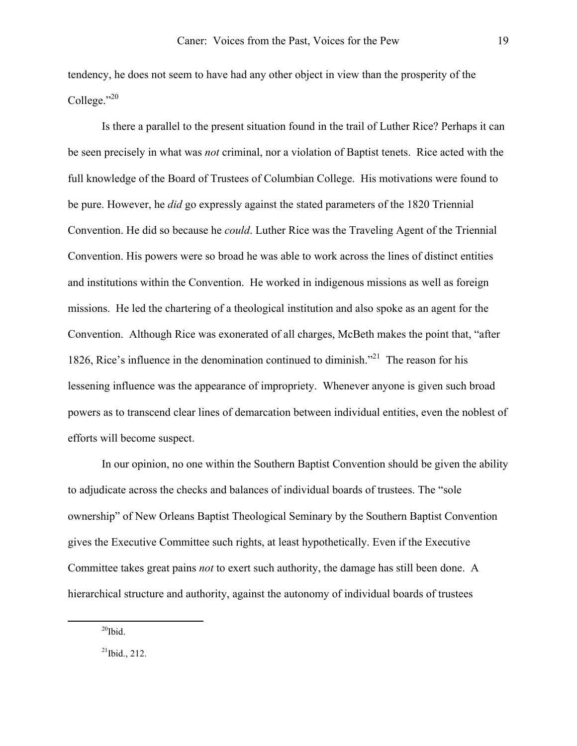tendency, he does not seem to have had any other object in view than the prosperity of the College."[20]

Is there a parallel to the present situation found in the trail of Luther Rice? Perhaps it can be seen precisely in what was *not* criminal, nor a violation of Baptist tenets. Rice acted with the full knowledge of the Board of Trustees of Columbian College. His motivations were found to be pure. However, he *did* go expressly against the stated parameters of the 1820 Triennial Convention. He did so because he *could*. Luther Rice was the Traveling Agent of the Triennial Convention. His powers were so broad he was able to work across the lines of distinct entities and institutions within the Convention. He worked in indigenous missions as well as foreign missions. He led the chartering of a theological institution and also spoke as an agent for the Convention. Although Rice was exonerated of all charges, McBeth makes the point that, "after 1826, Rice's influence in the denomination continued to diminish."[21] The reason for his lessening influence was the appearance of impropriety. Whenever anyone is given such broad powers as to transcend clear lines of demarcation between individual entities, even the noblest of efforts will become suspect.

In our opinion, no one within the Southern Baptist Convention should be given the ability to adjudicate across the checks and balances of individual boards of trustees. The "sole ownership" of New Orleans Baptist Theological Seminary by the Southern Baptist Convention gives the Executive Committee such rights, at least hypothetically. Even if the Executive Committee takes great pains *not* to exert such authority, the damage has still been done. A hierarchical structure and authority, against the autonomy of individual boards of trustees

---

[20]Ibid.

[21]Ibid., 212.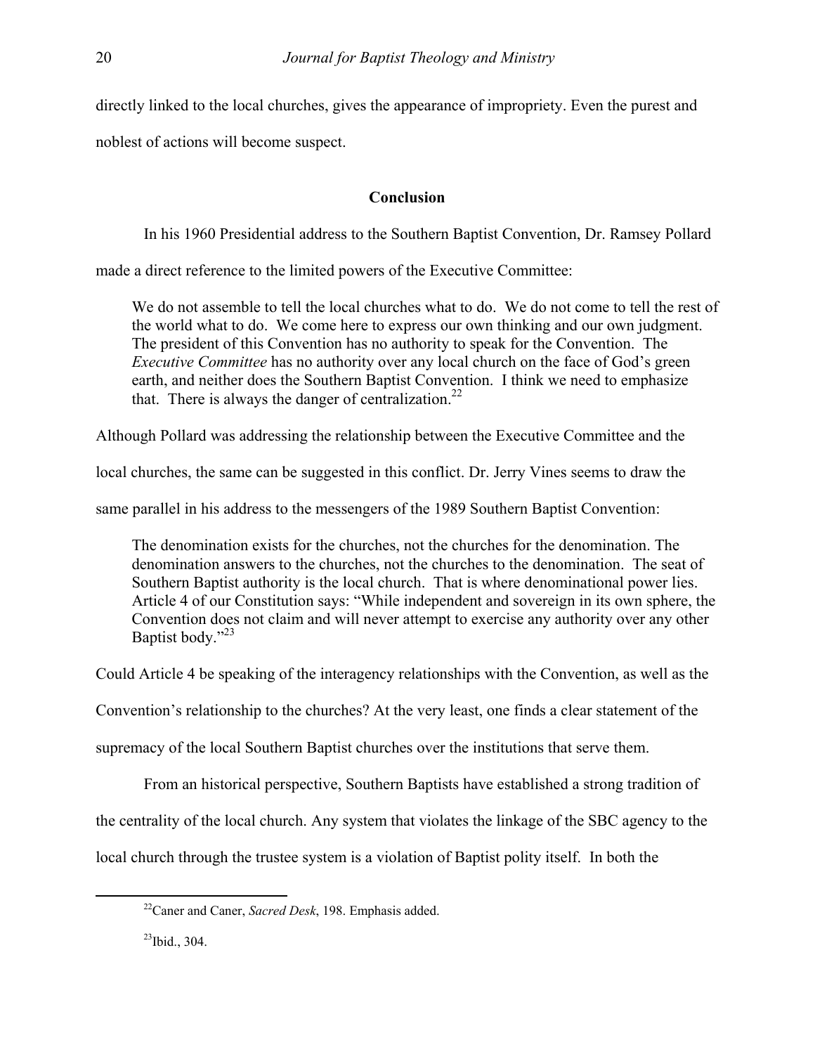directly linked to the local churches, gives the appearance of impropriety. Even the purest and noblest of actions will become suspect.

## Conclusion

In his 1960 Presidential address to the Southern Baptist Convention, Dr. Ramsey Pollard made a direct reference to the limited powers of the Executive Committee:

> We do not assemble to tell the local churches what to do. We do not come to tell the rest of the world what to do. We come here to express our own thinking and our own judgment. The president of this Convention has no authority to speak for the Convention. The *Executive Committee* has no authority over any local church on the face of God's green earth, and neither does the Southern Baptist Convention. I think we need to emphasize that. There is always the danger of centralization.[22]

Although Pollard was addressing the relationship between the Executive Committee and the local churches, the same can be suggested in this conflict. Dr. Jerry Vines seems to draw the same parallel in his address to the messengers of the 1989 Southern Baptist Convention:

> The denomination exists for the churches, not the churches for the denomination. The denomination answers to the churches, not the churches to the denomination. The seat of Southern Baptist authority is the local church. That is where denominational power lies. Article 4 of our Constitution says: "While independent and sovereign in its own sphere, the Convention does not claim and will never attempt to exercise any authority over any other Baptist body."[23]

Could Article 4 be speaking of the interagency relationships with the Convention, as well as the Convention's relationship to the churches? At the very least, one finds a clear statement of the supremacy of the local Southern Baptist churches over the institutions that serve them.

From an historical perspective, Southern Baptists have established a strong tradition of the centrality of the local church. Any system that violates the linkage of the SBC agency to the local church through the trustee system is a violation of Baptist polity itself. In both the

---

[22]Caner and Caner, *Sacred Desk*, 198. Emphasis added.

[23]Ibid., 304.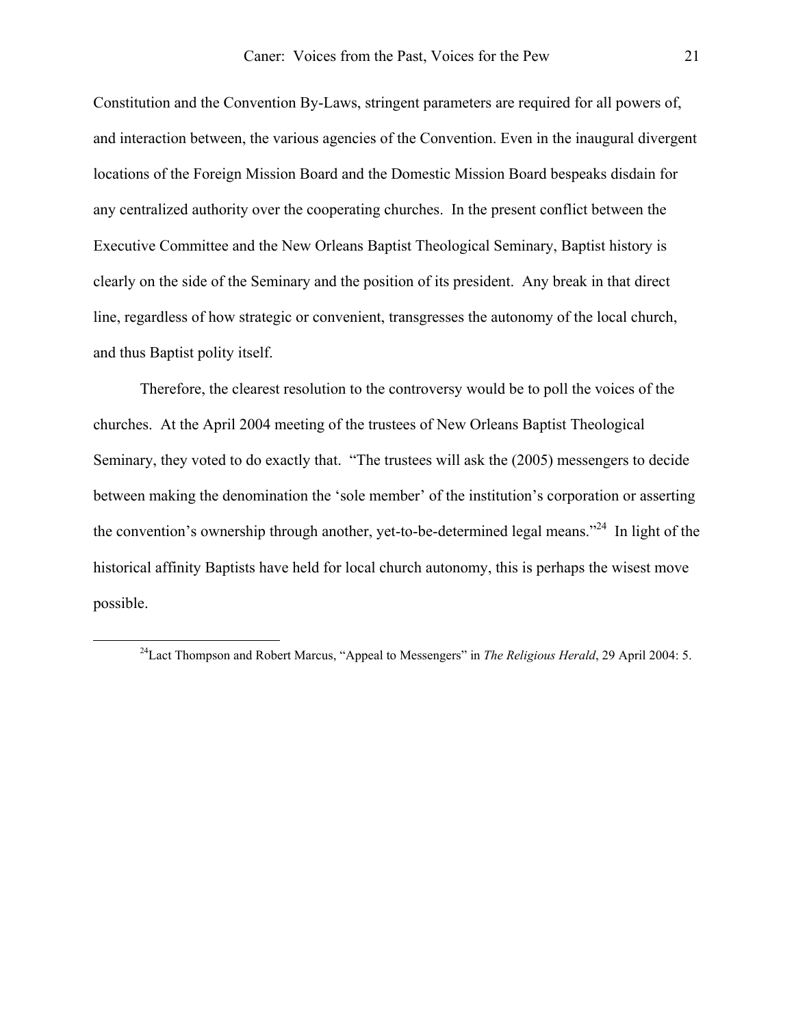Constitution and the Convention By-Laws, stringent parameters are required for all powers of, and interaction between, the various agencies of the Convention. Even in the inaugural divergent locations of the Foreign Mission Board and the Domestic Mission Board bespeaks disdain for any centralized authority over the cooperating churches. In the present conflict between the Executive Committee and the New Orleans Baptist Theological Seminary, Baptist history is clearly on the side of the Seminary and the position of its president. Any break in that direct line, regardless of how strategic or convenient, transgresses the autonomy of the local church, and thus Baptist polity itself.

Therefore, the clearest resolution to the controversy would be to poll the voices of the churches. At the April 2004 meeting of the trustees of New Orleans Baptist Theological Seminary, they voted to do exactly that. "The trustees will ask the (2005) messengers to decide between making the denomination the 'sole member' of the institution's corporation or asserting the convention's ownership through another, yet-to-be-determined legal means."[24] In light of the historical affinity Baptists have held for local church autonomy, this is perhaps the wisest move possible.

---

[24]Lact Thompson and Robert Marcus, "Appeal to Messengers" in *The Religious Herald*, 29 April 2004: 5.